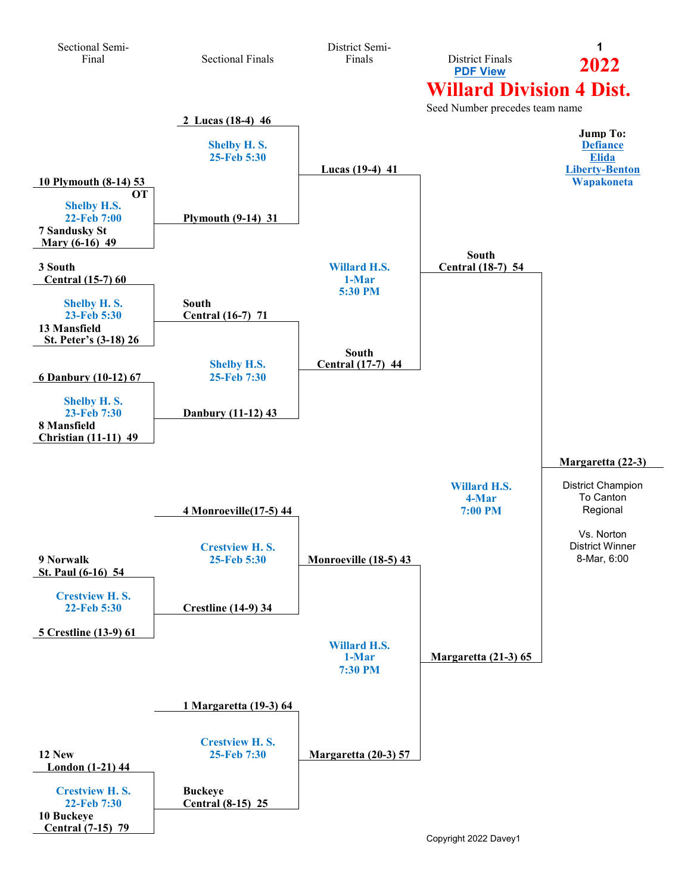# 2022

# Willard Division 4 Dist.

Seed Number precedes team name

**Jump To:**
Defiance
Elida
Liberty-Benton
Wapakoneta

PDF View

| Sectional Semi-Final | Sectional Finals | District Semi-Finals | District Finals |
|---|---|---|---|
| | 2 Lucas (18-4) 46 | | |
| | Shelby H. S. 25-Feb 5:30 | Lucas (19-4) 41 | |
| 10 Plymouth (8-14) 53 OT | | | |
| Shelby H.S. 22-Feb 7:00 | Plymouth (9-14) 31 | | |
| 7 Sandusky St Mary (6-16) 49 | | | |
| 3 South Central (15-7) 60 | | Willard H.S. 1-Mar 5:30 PM | South Central (18-7) 54 |
| Shelby H. S. 23-Feb 5:30 | South Central (16-7) 71 | | |
| 13 Mansfield St. Peter's (3-18) 26 | | | |
| | Shelby H.S. 25-Feb 7:30 | South Central (17-7) 44 | |
| 6 Danbury (10-12) 67 | | | |
| Shelby H. S. 23-Feb 7:30 | Danbury (11-12) 43 | | |
| 8 Mansfield Christian (11-11) 49 | | | |
| | 4 Monroeville(17-5) 44 | | Willard H.S. 4-Mar 7:00 PM |
| 9 Norwalk St. Paul (6-16) 54 | Crestview H. S. 25-Feb 5:30 | Monroeville (18-5) 43 | |
| Crestview H. S. 22-Feb 5:30 | Crestline (14-9) 34 | | |
| 5 Crestline (13-9) 61 | | Willard H.S. 1-Mar 7:30 PM | Margaretta (21-3) 65 |
| | 1 Margaretta (19-3) 64 | | |
| 12 New London (1-21) 44 | Crestview H. S. 25-Feb 7:30 | Margaretta (20-3) 57 | |
| Crestview H. S. 22-Feb 7:30 | Buckeye Central (8-15) 25 | | |
| 10 Buckeye Central (7-15) 79 | | | |

**Margaretta (22-3)**

District Champion
To Canton
Regional

Vs. Norton
District Winner
8-Mar, 6:00

Copyright 2022 Davey1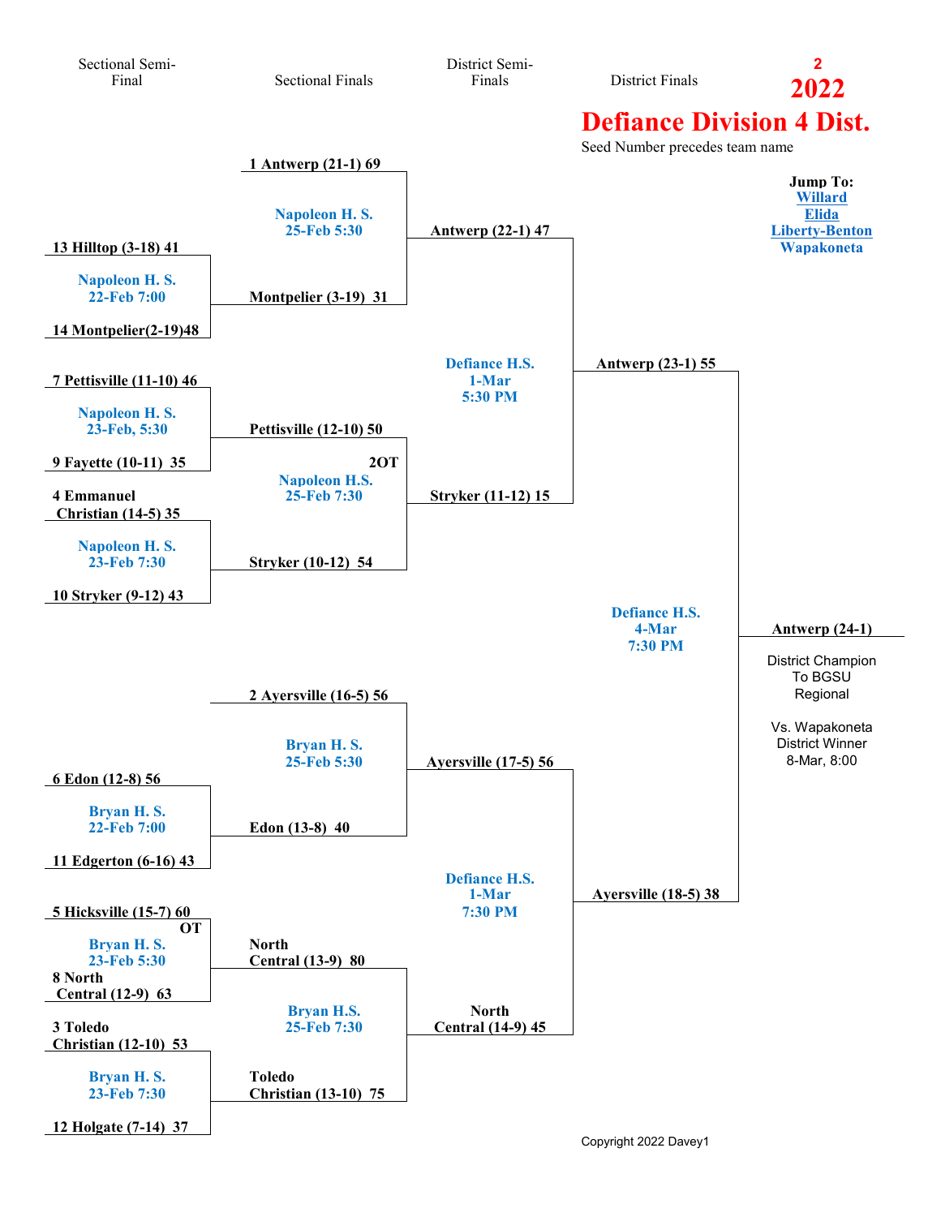2

# 2022

# Defiance Division 4 Dist.

Seed Number precedes team name

**Jump To:**
**Willard**
**Elida**
**Liberty-Benton**
**Wapakoneta**

| Sectional Semi-Final | Sectional Finals | District Semi-Finals | District Finals |
|---|---|---|---|
| | **1 Antwerp (21-1) 69** | | |
| | Napoleon H. S. 25-Feb 5:30 | | |
| **13 Hilltop (3-18) 41** | | **Antwerp (22-1) 47** | |
| Napoleon H. S. 22-Feb 7:00 | **Montpelier (3-19) 31** | | |
| **14 Montpelier(2-19)48** | | | |
| | | Defiance H.S. 1-Mar 5:30 PM | **Antwerp (23-1) 55** |
| **7 Pettisville (11-10) 46** | | | |
| Napoleon H. S. 23-Feb, 5:30 | **Pettisville (12-10) 50** | | |
| **9 Fayette (10-11) 35** | **2OT** Napoleon H.S. 25-Feb 7:30 | **Stryker (11-12) 15** | |
| **4 Emmanuel Christian (14-5) 35** | | | |
| Napoleon H. S. 23-Feb 7:30 | **Stryker (10-12) 54** | | |
| **10 Stryker (9-12) 43** | | | |
| | | | Defiance H.S. 4-Mar 7:30 PM |
| | **2 Ayersville (16-5) 56** | | |
| | Bryan H. S. 25-Feb 5:30 | **Ayersville (17-5) 56** | |
| **6 Edon (12-8) 56** | | | |
| Bryan H. S. 22-Feb 7:00 | **Edon (13-8) 40** | | |
| **11 Edgerton (6-16) 43** | | Defiance H.S. 1-Mar 7:30 PM | **Ayersville (18-5) 38** |
| **5 Hicksville (15-7) 60** **OT** | | | |
| Bryan H. S. 23-Feb 5:30 | **North Central (13-9) 80** | | |
| **8 North Central (12-9) 63** | | | |
| **3 Toledo Christian (12-10) 53** | Bryan H.S. 25-Feb 7:30 | **North Central (14-9) 45** | |
| Bryan H. S. 23-Feb 7:30 | **Toledo Christian (13-10) 75** | | |
| **12 Holgate (7-14) 37** | | | |

**Antwerp (24-1)**

District Champion
To BGSU
Regional

Vs. Wapakoneta
District Winner
8-Mar, 8:00

Copyright 2022 Davey1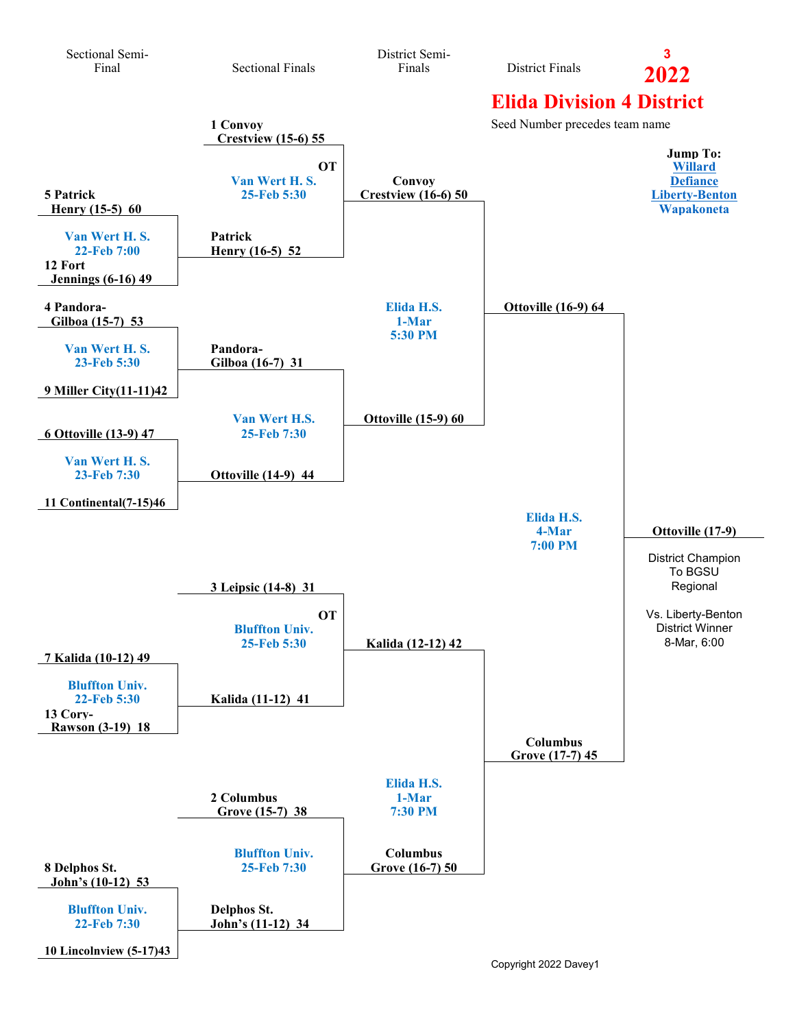3

# 2022

## Elida Division 4 District

Seed Number precedes team name

**Jump To:**
Willard
Defiance
Liberty-Benton
Wapakoneta

| Sectional Semi-Final | Sectional Finals | District Semi-Finals | District Finals |
|---|---|---|---|
| | 1 Convoy Crestview (15-6) 55 | | |
| 5 Patrick Henry (15-5) 60 | Van Wert H. S. 25-Feb 5:30 (OT) | Convoy Crestview (16-6) 50 | |
| Van Wert H. S. 22-Feb 7:00 | Patrick Henry (16-5) 52 | | |
| 12 Fort Jennings (6-16) 49 | | | |
| 4 Pandora-Gilboa (15-7) 53 | | Elida H.S. 1-Mar 5:30 PM | Ottoville (16-9) 64 |
| Van Wert H. S. 23-Feb 5:30 | Pandora-Gilboa (16-7) 31 | | |
| 9 Miller City(11-11)42 | | | |
| 6 Ottoville (13-9) 47 | Van Wert H.S. 25-Feb 7:30 | Ottoville (15-9) 60 | |
| Van Wert H. S. 23-Feb 7:30 | Ottoville (14-9) 44 | | |
| 11 Continental(7-15)46 | | | |
| | | | Elida H.S. 4-Mar 7:00 PM |
| | 3 Leipsic (14-8) 31 | | |
| 7 Kalida (10-12) 49 | Bluffton Univ. 25-Feb 5:30 (OT) | Kalida (12-12) 42 | |
| Bluffton Univ. 22-Feb 5:30 | Kalida (11-12) 41 | | |
| 13 Cory-Rawson (3-19) 18 | | | Columbus Grove (17-7) 45 |
| | 2 Columbus Grove (15-7) 38 | Elida H.S. 1-Mar 7:30 PM | |
| 8 Delphos St. John's (10-12) 53 | Bluffton Univ. 25-Feb 7:30 | Columbus Grove (16-7) 50 | |
| Bluffton Univ. 22-Feb 7:30 | Delphos St. John's (11-12) 34 | | |
| 10 Lincolnview (5-17)43 | | | |

**Ottoville (17-9)**

District Champion
To BGSU
Regional

Vs. Liberty-Benton
District Winner
8-Mar, 6:00

Copyright 2022 Davey1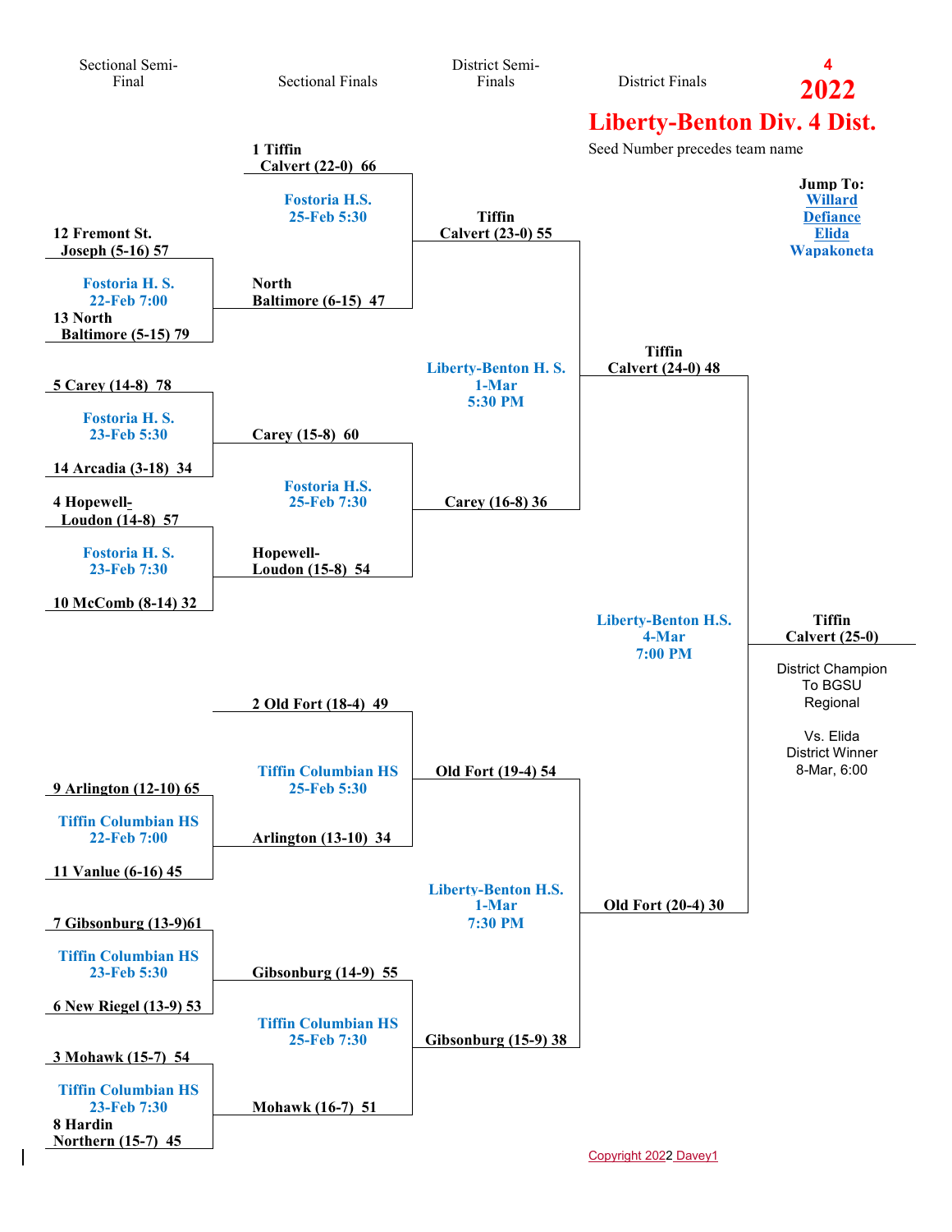# 2022 Liberty-Benton Div. 4 Dist.

Seed Number precedes team name

Jump To: Willard, Defiance, Elida, Wapakoneta

## Sectional Semi-Final

- 12 Fremont St. Joseph (5-16) 57 vs. 13 North Baltimore (5-15) 79 — Fostoria H. S., 22-Feb 7:00
- 5 Carey (14-8) 78 vs. 14 Arcadia (3-18) 34 — Fostoria H. S., 23-Feb 5:30
- 4 Hopewell-Loudon (14-8) 57 vs. 10 McComb (8-14) 32 — Fostoria H. S., 23-Feb 7:30
- 9 Arlington (12-10) 65 vs. 11 Vanlue (6-16) 45 — Tiffin Columbian HS, 22-Feb 7:00
- 7 Gibsonburg (13-9) 61 vs. 6 New Riegel (13-9) 53 — Tiffin Columbian HS, 23-Feb 5:30
- 3 Mohawk (15-7) 54 vs. 8 Hardin Northern (15-7) 45 — Tiffin Columbian HS, 23-Feb 7:30

## Sectional Finals

- 1 Tiffin Calvert (22-0) 66 vs. North Baltimore (6-15) 47 — Fostoria H.S., 25-Feb 5:30
- Carey (15-8) 60 vs. Hopewell-Loudon (15-8) 54 — Fostoria H.S., 25-Feb 7:30
- 2 Old Fort (18-4) 49 vs. Arlington (13-10) 34 — Tiffin Columbian HS, 25-Feb 5:30
- Gibsonburg (14-9) 55 vs. Mohawk (16-7) 51 — Tiffin Columbian HS, 25-Feb 7:30

## District Semi-Finals

- Tiffin Calvert (23-0) 55 vs. Carey (16-8) 36 — Liberty-Benton H. S., 1-Mar 5:30 PM
- Old Fort (19-4) 54 vs. Gibsonburg (15-9) 38 — Liberty-Benton H.S., 1-Mar 7:30 PM

## District Finals

- Tiffin Calvert (24-0) 48 vs. Old Fort (20-4) 30 — Liberty-Benton H.S., 4-Mar 7:00 PM

## District Champion

Tiffin Calvert (25-0)

District Champion To BGSU Regional

Vs. Elida District Winner 8-Mar, 6:00

Copyright 2022 Davey1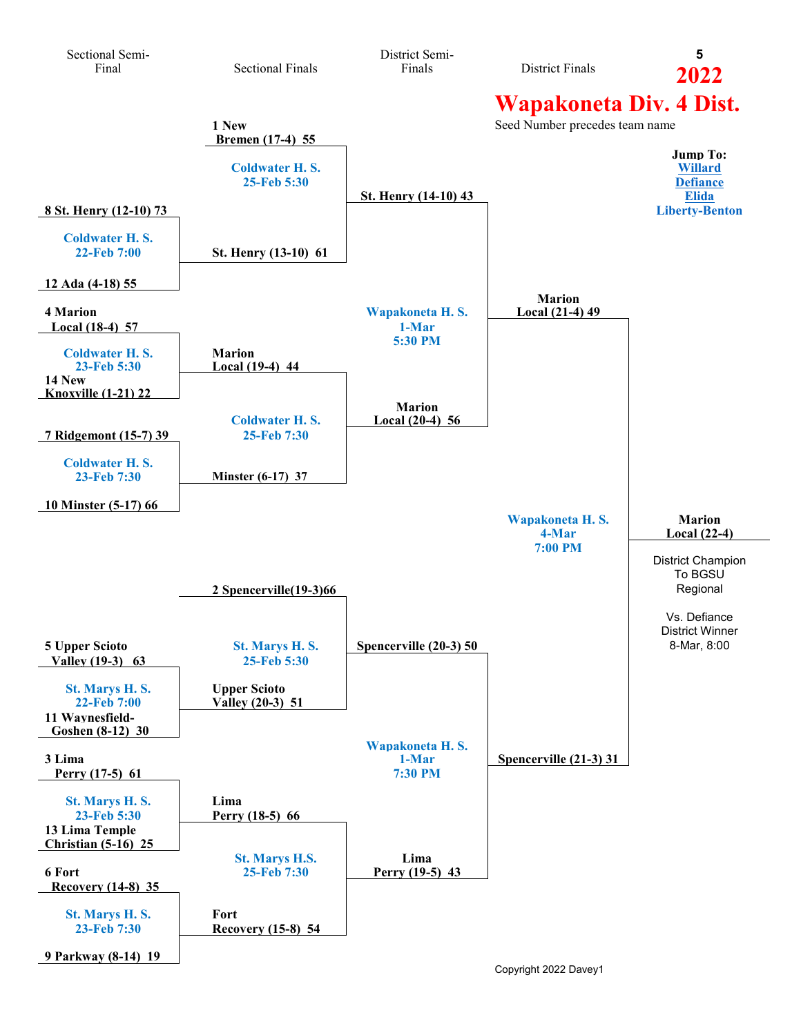# 2022

## Wapakoneta Div. 4 Dist.

Seed Number precedes team name

**Jump To:**
Willard
Defiance
Elida
Liberty-Benton

Sectional Semi-Final | Sectional Finals | District Semi-Finals | District Finals

### Sectional Semi-Final

8 St. Henry (12-10) 73
Coldwater H. S. 22-Feb 7:00
12 Ada (4-18) 55

4 Marion Local (18-4) 57
Coldwater H. S. 23-Feb 5:30
14 New Knoxville (1-21) 22

7 Ridgemont (15-7) 39
Coldwater H. S. 23-Feb 7:30
10 Minster (5-17) 66

5 Upper Scioto Valley (19-3) 63
St. Marys H. S. 22-Feb 7:00
11 Waynesfield-Goshen (8-12) 30

3 Lima Perry (17-5) 61
St. Marys H. S. 23-Feb 5:30
13 Lima Temple Christian (5-16) 25

6 Fort Recovery (14-8) 35
St. Marys H. S. 23-Feb 7:30
9 Parkway (8-14) 19

### Sectional Finals

1 New Bremen (17-4) 55
Coldwater H. S. 25-Feb 5:30
St. Henry (13-10) 61

Marion Local (19-4) 44
Coldwater H. S. 25-Feb 7:30
Minster (6-17) 37

2 Spencerville(19-3)66
St. Marys H. S. 25-Feb 5:30
Upper Scioto Valley (20-3) 51

Lima Perry (18-5) 66
St. Marys H.S. 25-Feb 7:30
Fort Recovery (15-8) 54

### District Semi-Finals

St. Henry (14-10) 43
Wapakoneta H. S. 1-Mar 5:30 PM
Marion Local (20-4) 56

Spencerville (20-3) 50
Wapakoneta H. S. 1-Mar 7:30 PM
Lima Perry (19-5) 43

### District Finals

Marion Local (21-4) 49
Wapakoneta H. S. 4-Mar 7:00 PM
Spencerville (21-3) 31

### District Champion

Marion Local (22-4)

District Champion To BGSU Regional

Vs. Defiance District Winner 8-Mar, 8:00

Copyright 2022 Davey1